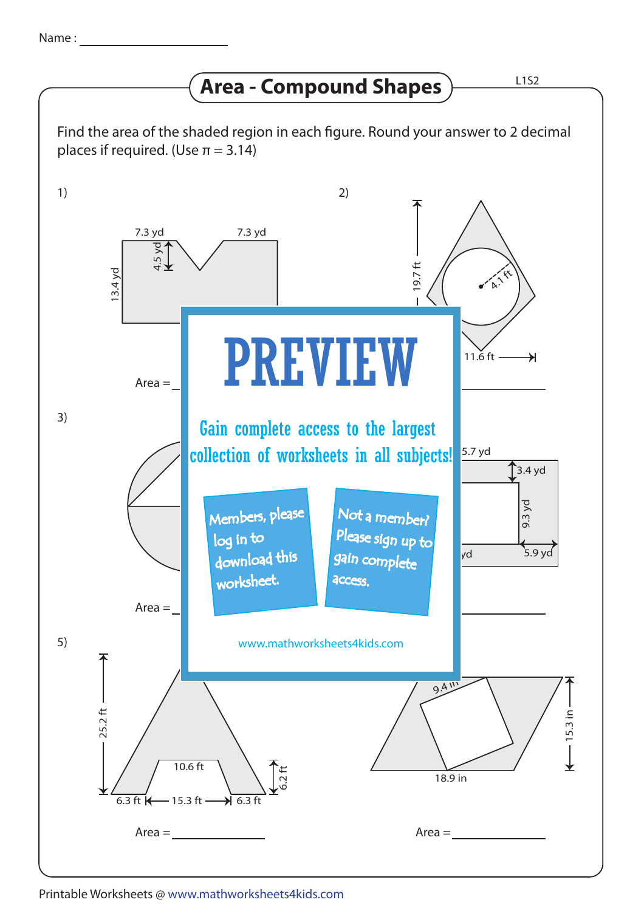Name : ____________________

# Area - Compound Shapes

L1S2

Find the area of the shaded region in each figure. Round your answer to 2 decimal places if required. (Use π = 3.14)

1)

7.3 yd 7.3 yd

4.5 yd

13.4 yd

Area = ____________

2)

19.7 ft

4.1 ft

11.6 ft

Area = ____________

3)

Area = ____________

4)

5.7 yd

3.4 yd

9.3 yd

yd 5.9 yd

Area = ____________

PREVIEW

Gain complete access to the largest collection of worksheets in all subjects!

Members, please log in to download this worksheet.

Not a member? Please sign up to gain complete access.

www.mathworksheets4kids.com

5)

25.2 ft

10.6 ft

6.2 ft

6.3 ft 15.3 ft 6.3 ft

Area = ____________

6)

9.4 in

15.3 in

18.9 in

Area = ____________

Printable Worksheets @ www.mathworksheets4kids.com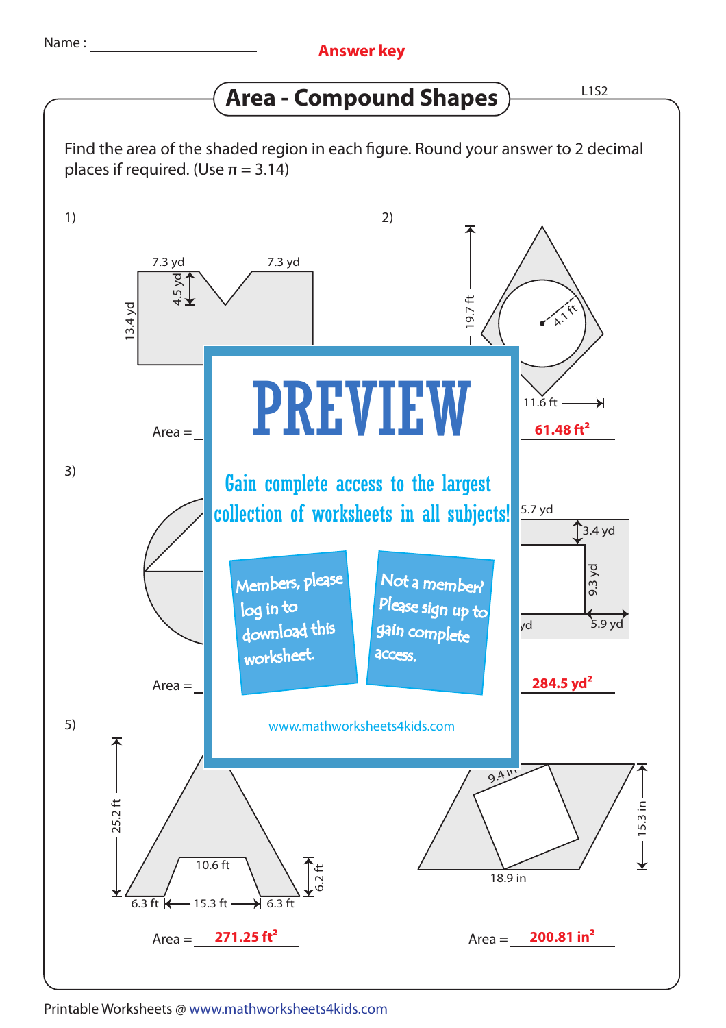Name : ____________________

**Answer key**

# Area - Compound Shapes

L1S2

Find the area of the shaded region in each figure. Round your answer to 2 decimal places if required. (Use π = 3.14)

1)

7.3 yd

7.3 yd

4.5 yd

13.4 yd

Area = ____

2)

19.7 ft

4.1 ft

11.6 ft

**61.48 ft²**

# PREVIEW

Gain complete access to the largest collection of worksheets in all subjects!

Members, please log in to download this worksheet.

Not a member? Please sign up to gain complete access.

www.mathworksheets4kids.com

3)

Area = ____

5.7 yd

3.4 yd

9.3 yd

yd

5.9 yd

**284.5 yd²**

5)

25.2 ft

10.6 ft

6.2 ft

6.3 ft

15.3 ft

6.3 ft

Area = **271.25 ft²**

9.4 in

15.3 in

18.9 in

Area = **200.81 in²**

Printable Worksheets @ www.mathworksheets4kids.com